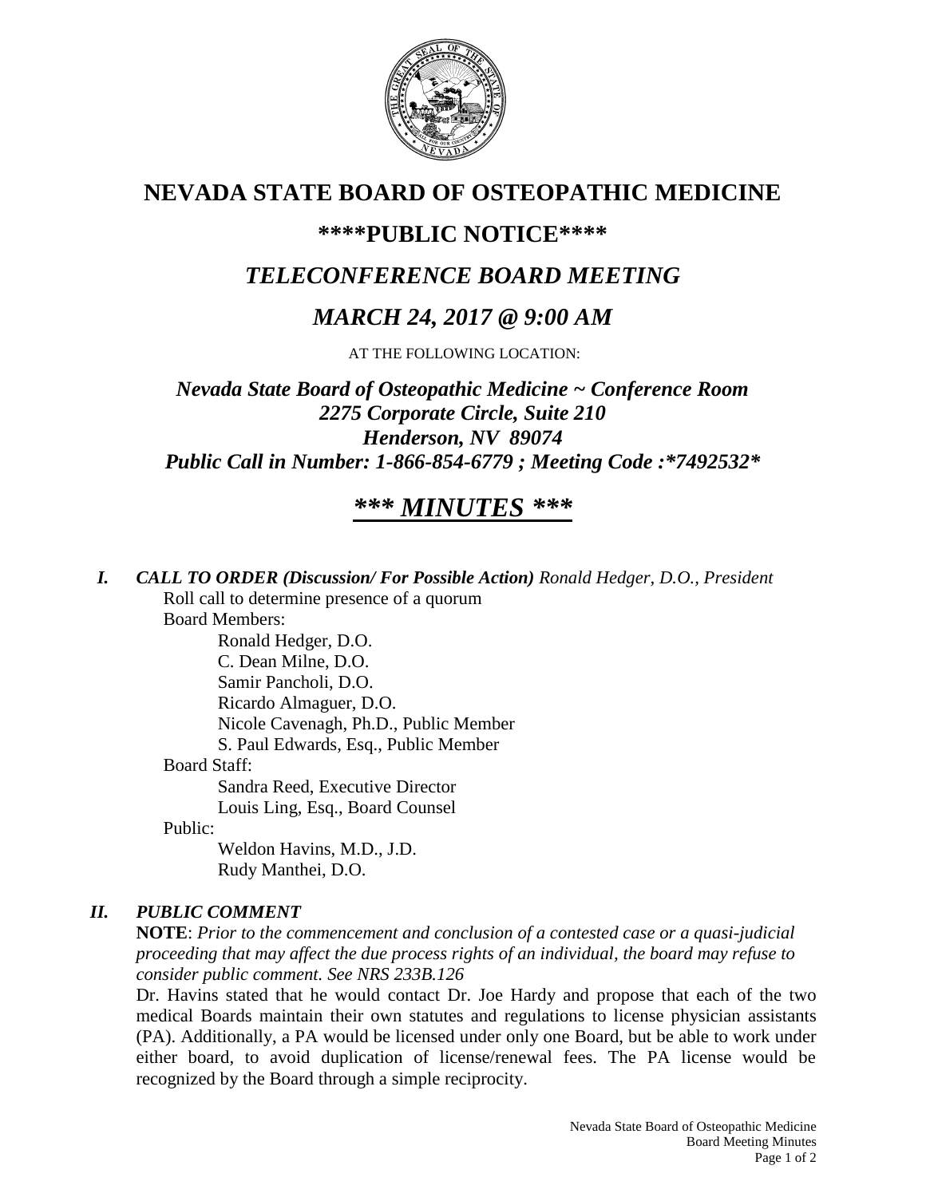# NEVADA STATE BOARD OF OSTEOPATHIC MEDICINE

## ****PUBLIC NOTICE****

## *TELECONFERENCE BOARD MEETING*

## *MARCH 24, 2017 @ 9:00 AM*

AT THE FOLLOWING LOCATION:

***Nevada State Board of Osteopathic Medicine ~ Conference Room***
***2275 Corporate Circle, Suite 210***
***Henderson, NV 89074***
***Public Call in Number: 1-866-854-6779 ; Meeting Code :*7492532****

# ***\*\*\* MINUTES \*\*\****

***I. CALL TO ORDER (Discussion/ For Possible Action)*** *Ronald Hedger, D.O., President*

Roll call to determine presence of a quorum

Board Members:

- Ronald Hedger, D.O.
- C. Dean Milne, D.O.
- Samir Pancholi, D.O.
- Ricardo Almaguer, D.O.
- Nicole Cavenagh, Ph.D., Public Member
- S. Paul Edwards, Esq., Public Member

Board Staff:

- Sandra Reed, Executive Director
- Louis Ling, Esq., Board Counsel

Public:

- Weldon Havins, M.D., J.D.
- Rudy Manthei, D.O.

***II. PUBLIC COMMENT***

**NOTE**: *Prior to the commencement and conclusion of a contested case or a quasi-judicial proceeding that may affect the due process rights of an individual, the board may refuse to consider public comment. See NRS 233B.126*

Dr. Havins stated that he would contact Dr. Joe Hardy and propose that each of the two medical Boards maintain their own statutes and regulations to license physician assistants (PA). Additionally, a PA would be licensed under only one Board, but be able to work under either board, to avoid duplication of license/renewal fees. The PA license would be recognized by the Board through a simple reciprocity.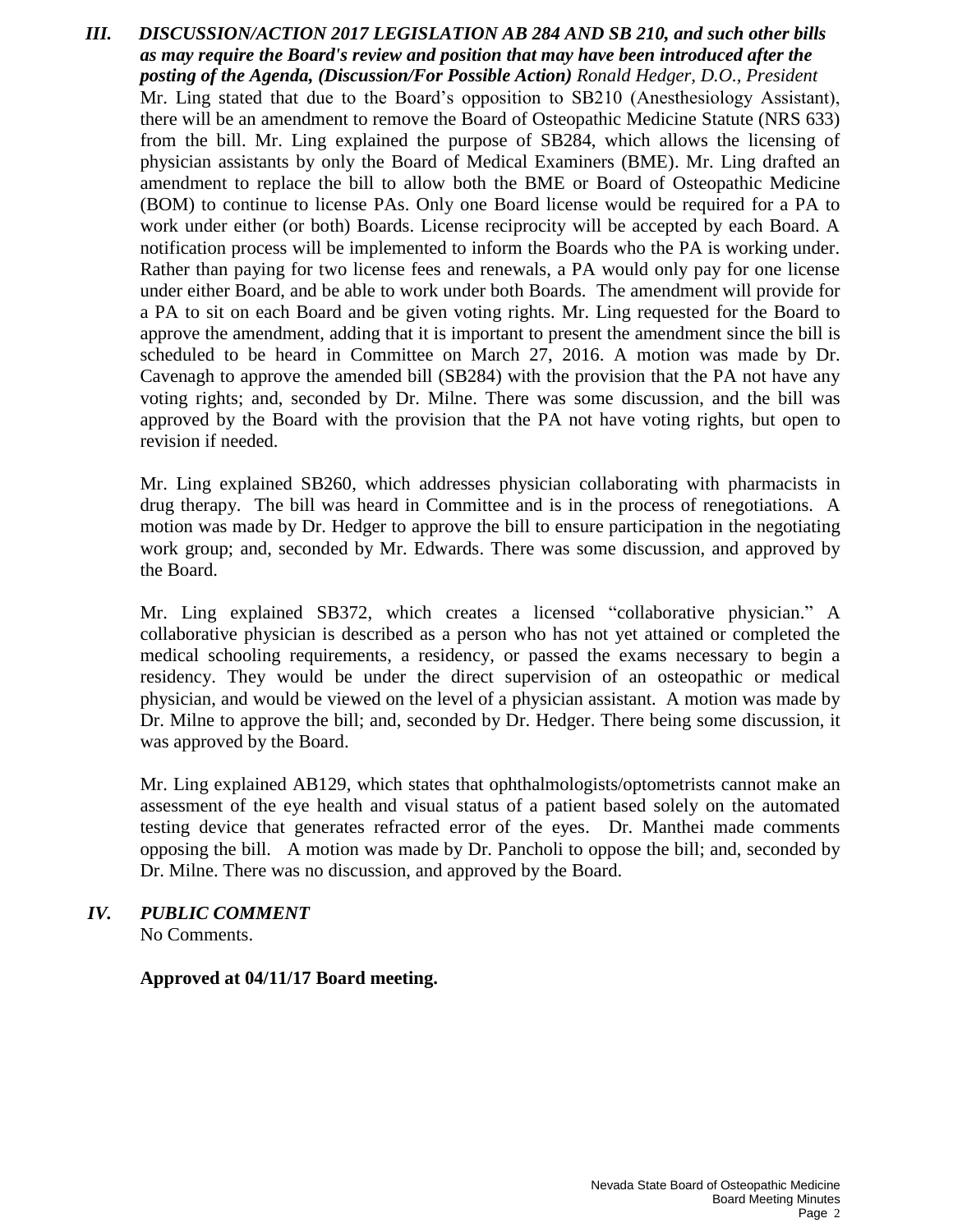### *III. DISCUSSION/ACTION 2017 LEGISLATION AB 284 AND SB 210, and such other bills as may require the Board's review and position that may have been introduced after the posting of the Agenda, (Discussion/For Possible Action)* *Ronald Hedger, D.O., President*

Mr. Ling stated that due to the Board's opposition to SB210 (Anesthesiology Assistant), there will be an amendment to remove the Board of Osteopathic Medicine Statute (NRS 633) from the bill. Mr. Ling explained the purpose of SB284, which allows the licensing of physician assistants by only the Board of Medical Examiners (BME). Mr. Ling drafted an amendment to replace the bill to allow both the BME or Board of Osteopathic Medicine (BOM) to continue to license PAs. Only one Board license would be required for a PA to work under either (or both) Boards. License reciprocity will be accepted by each Board. A notification process will be implemented to inform the Boards who the PA is working under. Rather than paying for two license fees and renewals, a PA would only pay for one license under either Board, and be able to work under both Boards. The amendment will provide for a PA to sit on each Board and be given voting rights. Mr. Ling requested for the Board to approve the amendment, adding that it is important to present the amendment since the bill is scheduled to be heard in Committee on March 27, 2016. A motion was made by Dr. Cavenagh to approve the amended bill (SB284) with the provision that the PA not have any voting rights; and, seconded by Dr. Milne. There was some discussion, and the bill was approved by the Board with the provision that the PA not have voting rights, but open to revision if needed.

Mr. Ling explained SB260, which addresses physician collaborating with pharmacists in drug therapy. The bill was heard in Committee and is in the process of renegotiations. A motion was made by Dr. Hedger to approve the bill to ensure participation in the negotiating work group; and, seconded by Mr. Edwards. There was some discussion, and approved by the Board.

Mr. Ling explained SB372, which creates a licensed "collaborative physician." A collaborative physician is described as a person who has not yet attained or completed the medical schooling requirements, a residency, or passed the exams necessary to begin a residency. They would be under the direct supervision of an osteopathic or medical physician, and would be viewed on the level of a physician assistant. A motion was made by Dr. Milne to approve the bill; and, seconded by Dr. Hedger. There being some discussion, it was approved by the Board.

Mr. Ling explained AB129, which states that ophthalmologists/optometrists cannot make an assessment of the eye health and visual status of a patient based solely on the automated testing device that generates refracted error of the eyes. Dr. Manthei made comments opposing the bill. A motion was made by Dr. Pancholi to oppose the bill; and, seconded by Dr. Milne. There was no discussion, and approved by the Board.

### *IV. PUBLIC COMMENT*

No Comments.

**Approved at 04/11/17 Board meeting.**